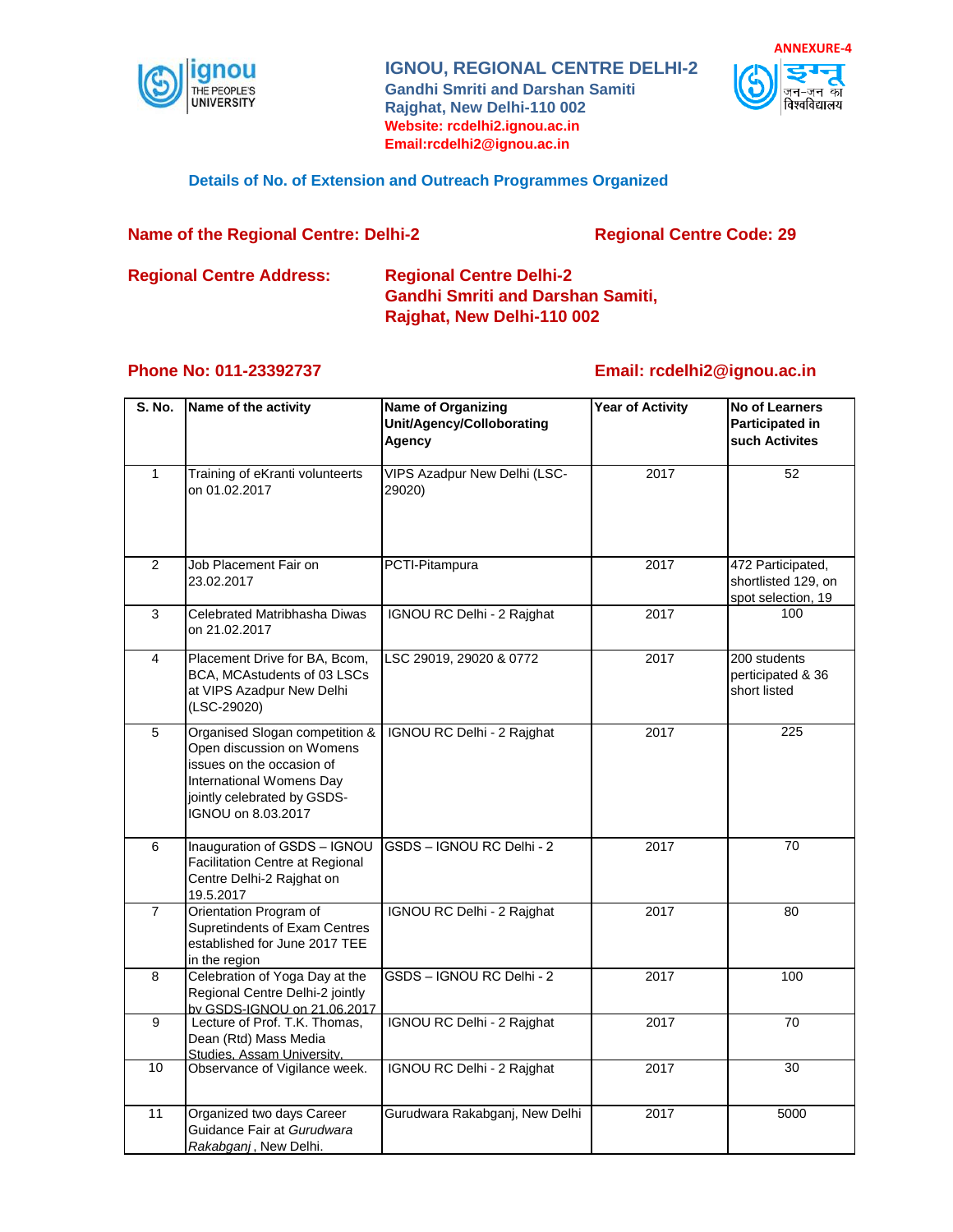ANNEXURE-4

# IGNOU, REGIONAL CENTRE DELHI-2

**Gandhi Smriti and Darshan Samiti**
**Rajghat, New Delhi-110 002**
**Website: rcdelhi2.ignou.ac.in**
**Email:rcdelhi2@ignou.ac.in**

## Details of No. of Extension and Outreach Programmes Organized

**Name of the Regional Centre: Delhi-2** **Regional Centre Code: 29**

**Regional Centre Address:** **Regional Centre Delhi-2**
**Gandhi Smriti and Darshan Samiti,**
**Rajghat, New Delhi-110 002**

**Phone No: 011-23392737** **Email: rcdelhi2@ignou.ac.in**

| S. No. | Name of the activity | Name of Organizing Unit/Agency/Colloborating Agency | Year of Activity | No of Learners Participated in such Activites |
|---|---|---|---|---|
| 1 | Training of eKranti volunteerts on 01.02.2017 | VIPS Azadpur New Delhi (LSC-29020) | 2017 | 52 |
| 2 | Job Placement Fair on 23.02.2017 | PCTI-Pitampura | 2017 | 472 Participated, shortlisted 129, on spot selection, 19 |
| 3 | Celebrated Matribhasha Diwas on 21.02.2017 | IGNOU RC Delhi - 2 Rajghat | 2017 | 100 |
| 4 | Placement Drive for BA, Bcom, BCA, MCAstudents of 03 LSCs at VIPS Azadpur New Delhi (LSC-29020) | LSC 29019, 29020 & 0772 | 2017 | 200 students perticipated & 36 short listed |
| 5 | Organised Slogan competition & Open discussion on Womens issues on the occasion of International Womens Day jointly celebrated by GSDS-IGNOU on 8.03.2017 | IGNOU RC Delhi - 2 Rajghat | 2017 | 225 |
| 6 | Inauguration of GSDS – IGNOU Facilitation Centre at Regional Centre Delhi-2 Rajghat on 19.5.2017 | GSDS – IGNOU RC Delhi - 2 | 2017 | 70 |
| 7 | Orientation Program of Supretindents of Exam Centres established for June 2017 TEE in the region | IGNOU RC Delhi - 2 Rajghat | 2017 | 80 |
| 8 | Celebration of Yoga Day at the Regional Centre Delhi-2 jointly by GSDS-IGNOU on 21.06.2017 | GSDS – IGNOU RC Delhi - 2 | 2017 | 100 |
| 9 | Lecture of Prof. T.K. Thomas, Dean (Rtd) Mass Media Studies, Assam University. | IGNOU RC Delhi - 2 Rajghat | 2017 | 70 |
| 10 | Observance of Vigilance week. | IGNOU RC Delhi - 2 Rajghat | 2017 | 30 |
| 11 | Organized two days Career Guidance Fair at *Gurudwara Rakabganj*, New Delhi. | Gurudwara Rakabganj, New Delhi | 2017 | 5000 |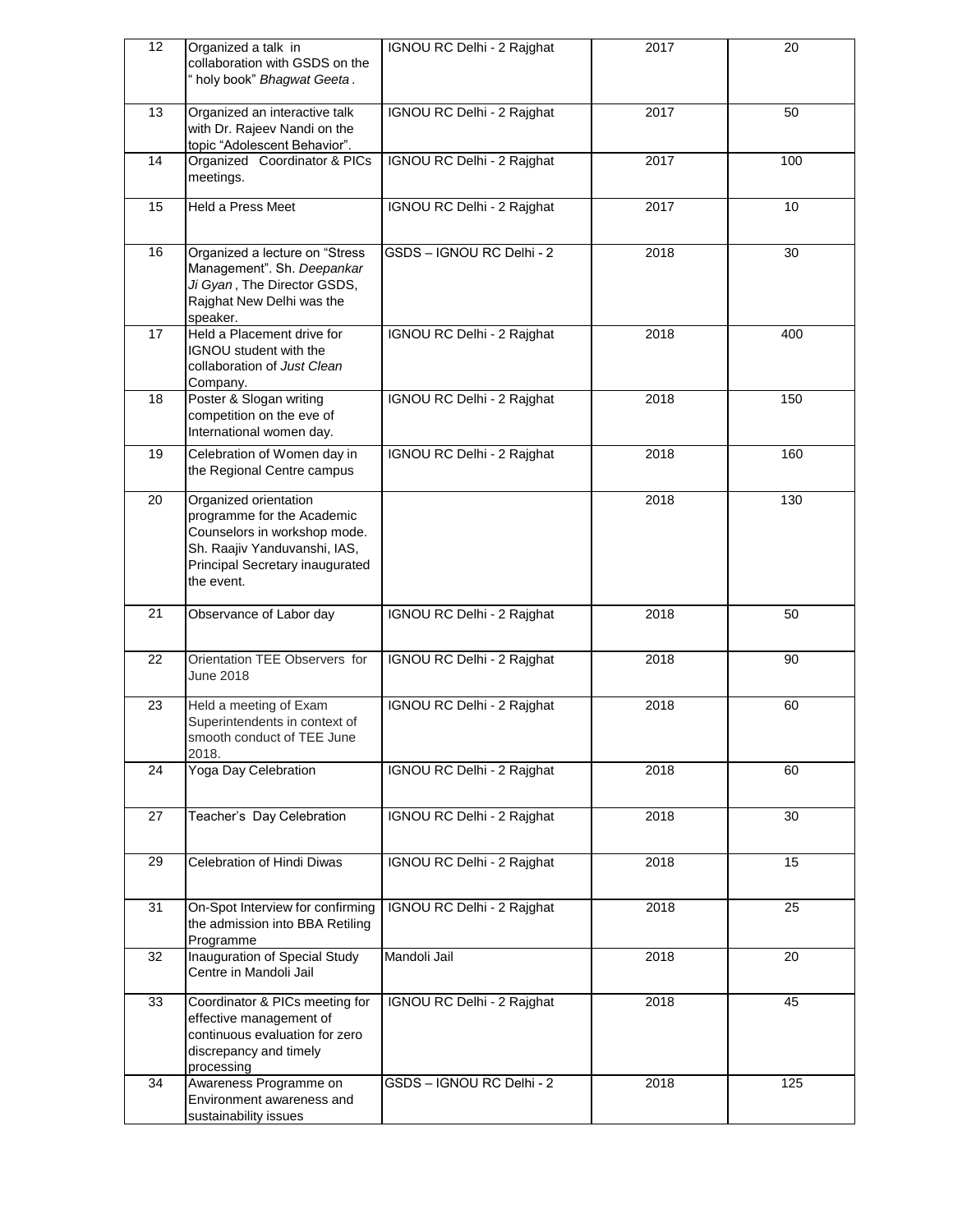| 12 | Organized a talk in collaboration with GSDS on the " holy book" *Bhagwat Geeta*. | IGNOU RC Delhi - 2 Rajghat | 2017 | 20 |
|---|---|---|---|---|
| 13 | Organized an interactive talk with Dr. Rajeev Nandi on the topic "Adolescent Behavior". | IGNOU RC Delhi - 2 Rajghat | 2017 | 50 |
| 14 | Organized Coordinator & PICs meetings. | IGNOU RC Delhi - 2 Rajghat | 2017 | 100 |
| 15 | Held a Press Meet | IGNOU RC Delhi - 2 Rajghat | 2017 | 10 |
| 16 | Organized a lecture on "Stress Management". Sh. *Deepankar Ji Gyan*, The Director GSDS, Rajghat New Delhi was the speaker. | GSDS – IGNOU RC Delhi - 2 | 2018 | 30 |
| 17 | Held a Placement drive for IGNOU student with the collaboration of *Just Clean* Company. | IGNOU RC Delhi - 2 Rajghat | 2018 | 400 |
| 18 | Poster & Slogan writing competition on the eve of International women day. | IGNOU RC Delhi - 2 Rajghat | 2018 | 150 |
| 19 | Celebration of Women day in the Regional Centre campus | IGNOU RC Delhi - 2 Rajghat | 2018 | 160 |
| 20 | Organized orientation programme for the Academic Counselors in workshop mode. Sh. Raajiv Yanduvanshi, IAS, Principal Secretary inaugurated the event. | | 2018 | 130 |
| 21 | Observance of Labor day | IGNOU RC Delhi - 2 Rajghat | 2018 | 50 |
| 22 | Orientation TEE Observers for June 2018 | IGNOU RC Delhi - 2 Rajghat | 2018 | 90 |
| 23 | Held a meeting of Exam Superintendents in context of smooth conduct of TEE June 2018. | IGNOU RC Delhi - 2 Rajghat | 2018 | 60 |
| 24 | Yoga Day Celebration | IGNOU RC Delhi - 2 Rajghat | 2018 | 60 |
| 27 | Teacher's Day Celebration | IGNOU RC Delhi - 2 Rajghat | 2018 | 30 |
| 29 | Celebration of Hindi Diwas | IGNOU RC Delhi - 2 Rajghat | 2018 | 15 |
| 31 | On-Spot Interview for confirming the admission into BBA Retiling Programme | IGNOU RC Delhi - 2 Rajghat | 2018 | 25 |
| 32 | Inauguration of Special Study Centre in Mandoli Jail | Mandoli Jail | 2018 | 20 |
| 33 | Coordinator & PICs meeting for effective management of continuous evaluation for zero discrepancy and timely processing | IGNOU RC Delhi - 2 Rajghat | 2018 | 45 |
| 34 | Awareness Programme on Environment awareness and sustainability issues | GSDS – IGNOU RC Delhi - 2 | 2018 | 125 |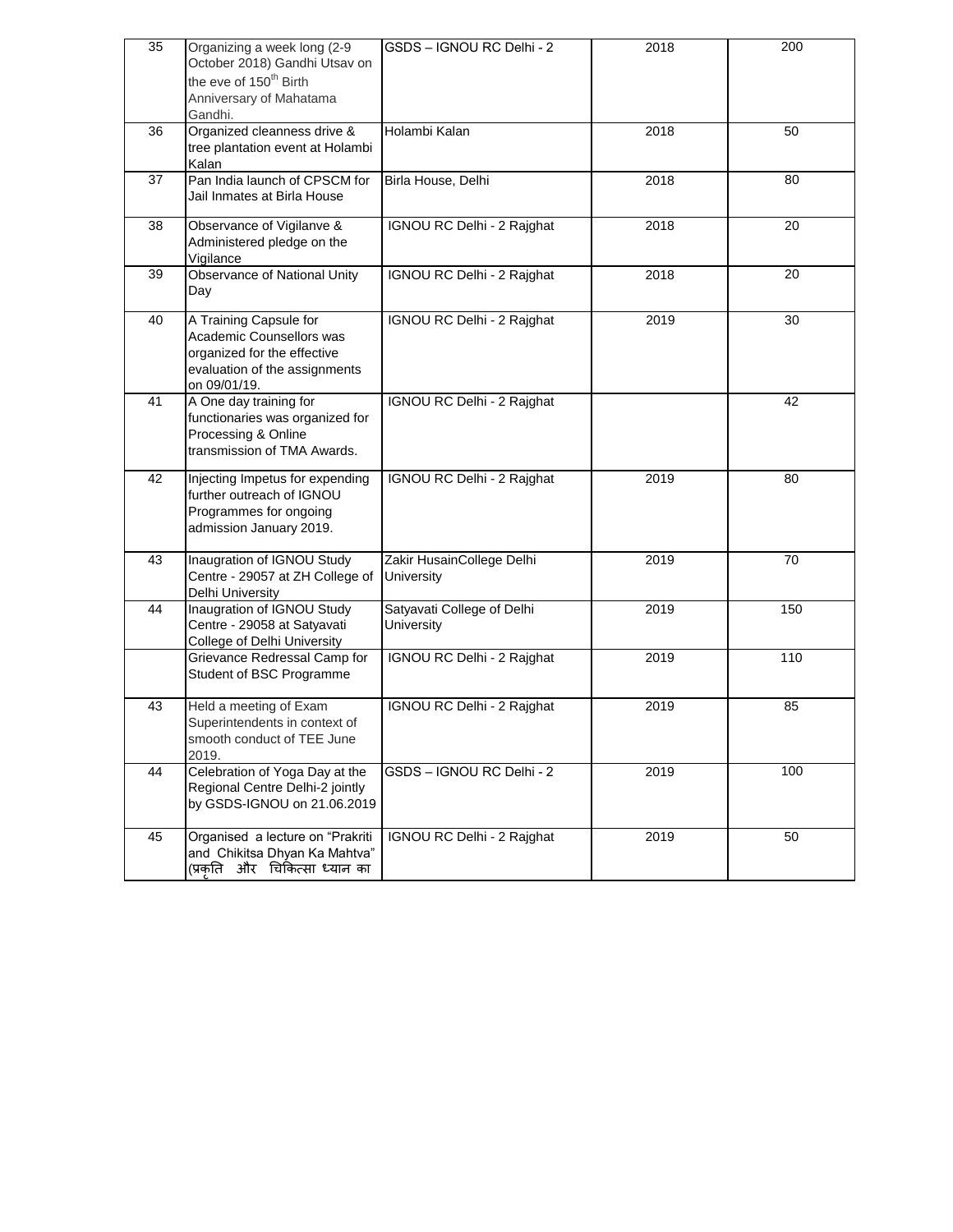| | | | | |
|---|---|---|---|---|
| 35 | Organizing a week long (2-9 October 2018) Gandhi Utsav on the eve of 150th Birth Anniversary of Mahatama Gandhi. | GSDS – IGNOU RC Delhi - 2 | 2018 | 200 |
| 36 | Organized cleanness drive & tree plantation event at Holambi Kalan | Holambi Kalan | 2018 | 50 |
| 37 | Pan India launch of CPSCM for Jail Inmates at Birla House | Birla House, Delhi | 2018 | 80 |
| 38 | Observance of Vigilanve & Administered pledge on the Vigilance | IGNOU RC Delhi - 2 Rajghat | 2018 | 20 |
| 39 | Observance of National Unity Day | IGNOU RC Delhi - 2 Rajghat | 2018 | 20 |
| 40 | A Training Capsule for Academic Counsellors was organized for the effective evaluation of the assignments on 09/01/19. | IGNOU RC Delhi - 2 Rajghat | 2019 | 30 |
| 41 | A One day training for functionaries was organized for Processing & Online transmission of TMA Awards. | IGNOU RC Delhi - 2 Rajghat | | 42 |
| 42 | Injecting Impetus for expending further outreach of IGNOU Programmes for ongoing admission January 2019. | IGNOU RC Delhi - 2 Rajghat | 2019 | 80 |
| 43 | Inaugration of IGNOU Study Centre - 29057 at ZH College of Delhi University | Zakir HusainCollege Delhi University | 2019 | 70 |
| 44 | Inaugration of IGNOU Study Centre - 29058 at Satyavati College of Delhi University | Satyavati College of Delhi University | 2019 | 150 |
| | Grievance Redressal Camp for Student of BSC Programme | IGNOU RC Delhi - 2 Rajghat | 2019 | 110 |
| 43 | Held a meeting of Exam Superintendents in context of smooth conduct of TEE June 2019. | IGNOU RC Delhi - 2 Rajghat | 2019 | 85 |
| 44 | Celebration of Yoga Day at the Regional Centre Delhi-2 jointly by GSDS-IGNOU on 21.06.2019 | GSDS – IGNOU RC Delhi - 2 | 2019 | 100 |
| 45 | Organised a lecture on "Prakriti and Chikitsa Dhyan Ka Mahtva" (प्रकृति और चिकित्सा ध्यान का | IGNOU RC Delhi - 2 Rajghat | 2019 | 50 |